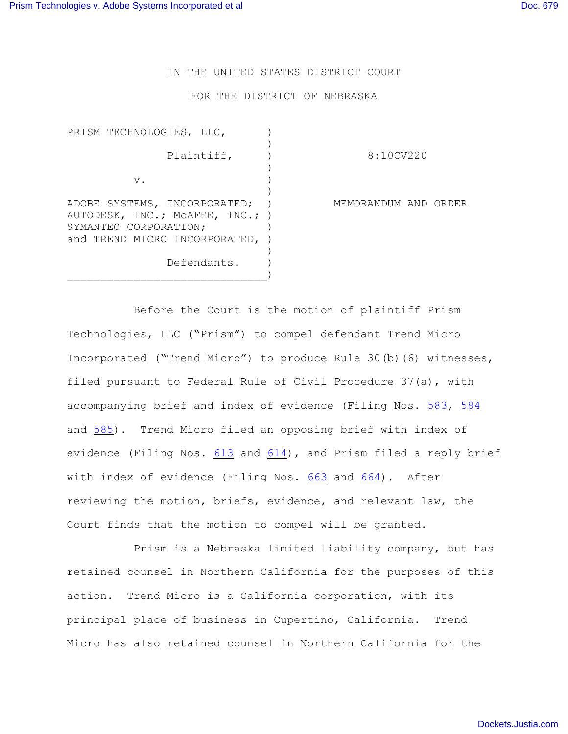IN THE UNITED STATES DISTRICT COURT

FOR THE DISTRICT OF NEBRASKA

| | | |
|---|---|---|
| PRISM TECHNOLOGIES, LLC, Plaintiff, v. ADOBE SYSTEMS, INCORPORATED; AUTODESK, INC.; McAFEE, INC.; SYMANTEC CORPORATION; and TREND MICRO INCORPORATED, Defendants. | ) | 8:10CV220 MEMORANDUM AND ORDER |

Before the Court is the motion of plaintiff Prism Technologies, LLC ("Prism") to compel defendant Trend Micro Incorporated ("Trend Micro") to produce Rule 30(b)(6) witnesses, filed pursuant to Federal Rule of Civil Procedure 37(a), with accompanying brief and index of evidence (Filing Nos. 583, 584 and 585). Trend Micro filed an opposing brief with index of evidence (Filing Nos. 613 and 614), and Prism filed a reply brief with index of evidence (Filing Nos. 663 and 664). After reviewing the motion, briefs, evidence, and relevant law, the Court finds that the motion to compel will be granted.

Prism is a Nebraska limited liability company, but has retained counsel in Northern California for the purposes of this action. Trend Micro is a California corporation, with its principal place of business in Cupertino, California. Trend Micro has also retained counsel in Northern California for the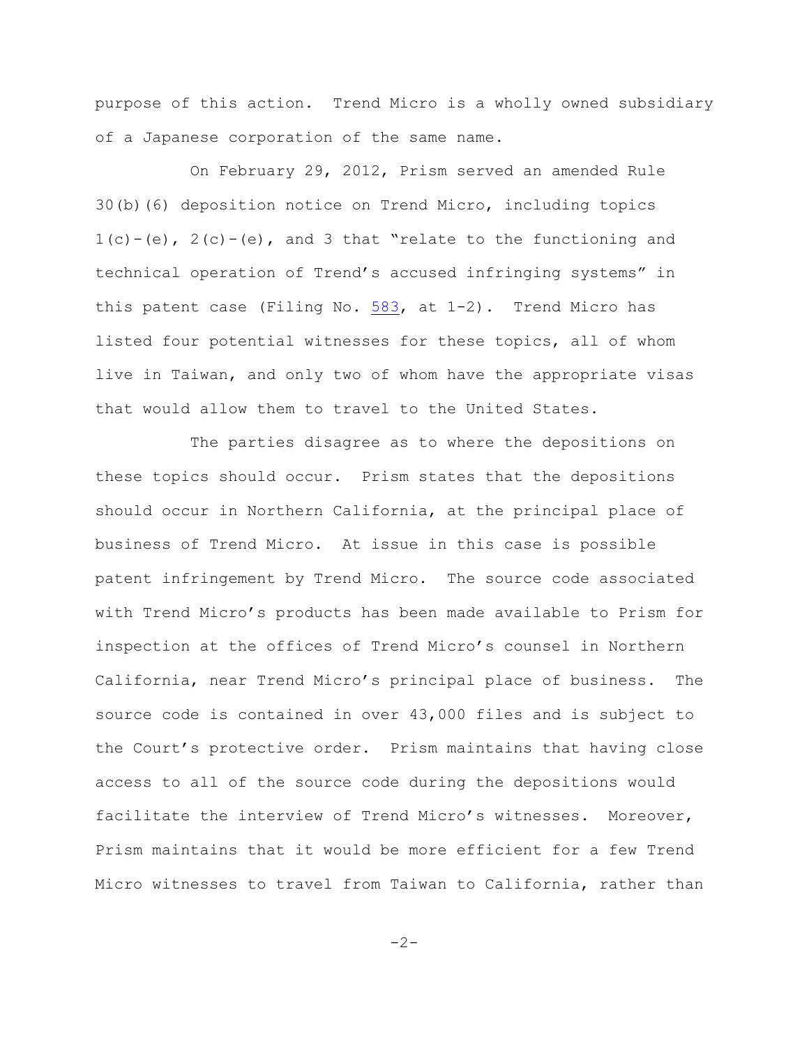purpose of this action. Trend Micro is a wholly owned subsidiary of a Japanese corporation of the same name.

On February 29, 2012, Prism served an amended Rule 30(b)(6) deposition notice on Trend Micro, including topics 1(c)-(e), 2(c)-(e), and 3 that "relate to the functioning and technical operation of Trend's accused infringing systems" in this patent case (Filing No. 583, at 1-2). Trend Micro has listed four potential witnesses for these topics, all of whom live in Taiwan, and only two of whom have the appropriate visas that would allow them to travel to the United States.

The parties disagree as to where the depositions on these topics should occur. Prism states that the depositions should occur in Northern California, at the principal place of business of Trend Micro. At issue in this case is possible patent infringement by Trend Micro. The source code associated with Trend Micro's products has been made available to Prism for inspection at the offices of Trend Micro's counsel in Northern California, near Trend Micro's principal place of business. The source code is contained in over 43,000 files and is subject to the Court's protective order. Prism maintains that having close access to all of the source code during the depositions would facilitate the interview of Trend Micro's witnesses. Moreover, Prism maintains that it would be more efficient for a few Trend Micro witnesses to travel from Taiwan to California, rather than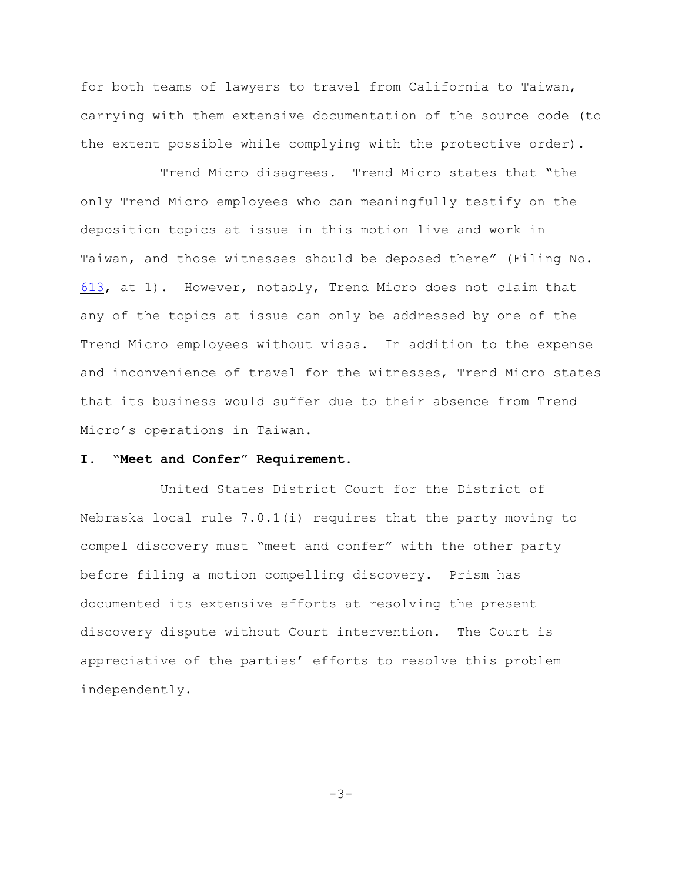for both teams of lawyers to travel from California to Taiwan, carrying with them extensive documentation of the source code (to the extent possible while complying with the protective order).

Trend Micro disagrees. Trend Micro states that "the only Trend Micro employees who can meaningfully testify on the deposition topics at issue in this motion live and work in Taiwan, and those witnesses should be deposed there" (Filing No. 613, at 1). However, notably, Trend Micro does not claim that any of the topics at issue can only be addressed by one of the Trend Micro employees without visas. In addition to the expense and inconvenience of travel for the witnesses, Trend Micro states that its business would suffer due to their absence from Trend Micro's operations in Taiwan.

**I. "Meet and Confer" Requirement.**

United States District Court for the District of Nebraska local rule 7.0.1(i) requires that the party moving to compel discovery must "meet and confer" with the other party before filing a motion compelling discovery. Prism has documented its extensive efforts at resolving the present discovery dispute without Court intervention. The Court is appreciative of the parties' efforts to resolve this problem independently.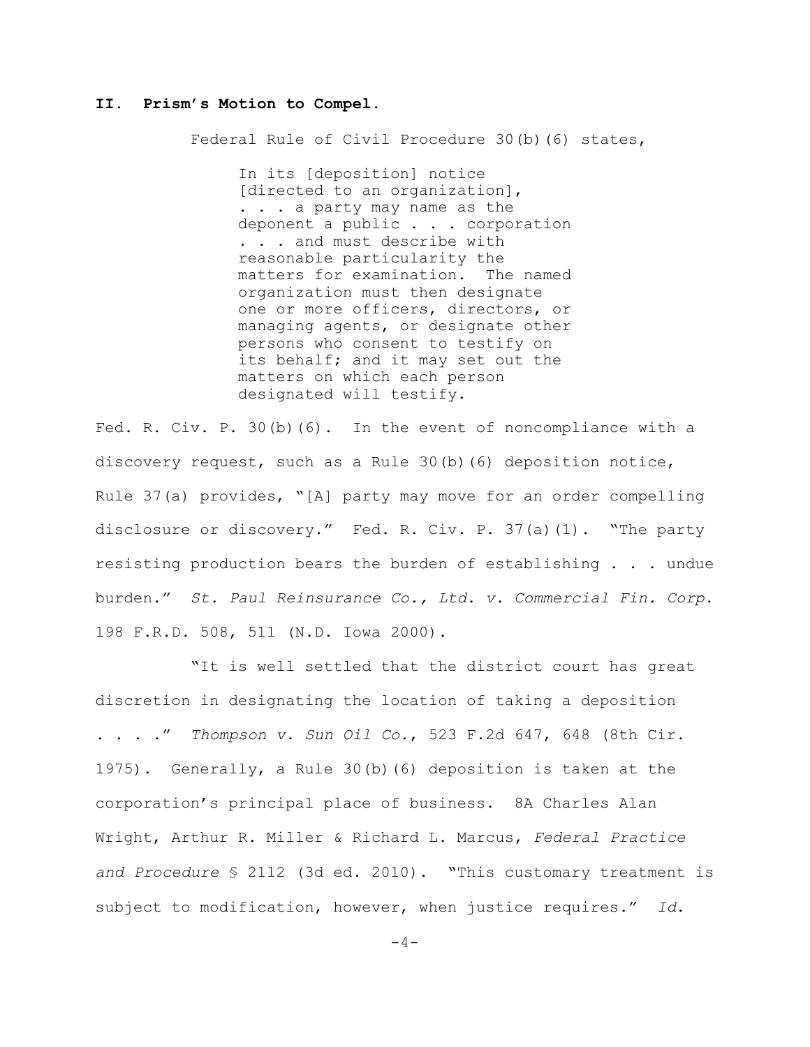## II. Prism's Motion to Compel.

Federal Rule of Civil Procedure 30(b)(6) states,

> In its [deposition] notice [directed to an organization], . . . a party may name as the deponent a public . . . corporation . . . and must describe with reasonable particularity the matters for examination. The named organization must then designate one or more officers, directors, or managing agents, or designate other persons who consent to testify on its behalf; and it may set out the matters on which each person designated will testify.

Fed. R. Civ. P. 30(b)(6). In the event of noncompliance with a discovery request, such as a Rule 30(b)(6) deposition notice, Rule 37(a) provides, "[A] party may move for an order compelling disclosure or discovery." Fed. R. Civ. P. 37(a)(1). "The party resisting production bears the burden of establishing . . . undue burden." *St. Paul Reinsurance Co., Ltd. v. Commercial Fin. Corp*. 198 F.R.D. 508, 511 (N.D. Iowa 2000).

"It is well settled that the district court has great discretion in designating the location of taking a deposition . . . ." *Thompson v. Sun Oil Co.*, 523 F.2d 647, 648 (8th Cir. 1975). Generally, a Rule 30(b)(6) deposition is taken at the corporation's principal place of business. 8A Charles Alan Wright, Arthur R. Miller & Richard L. Marcus, *Federal Practice and Procedure* § 2112 (3d ed. 2010). "This customary treatment is subject to modification, however, when justice requires." *Id*.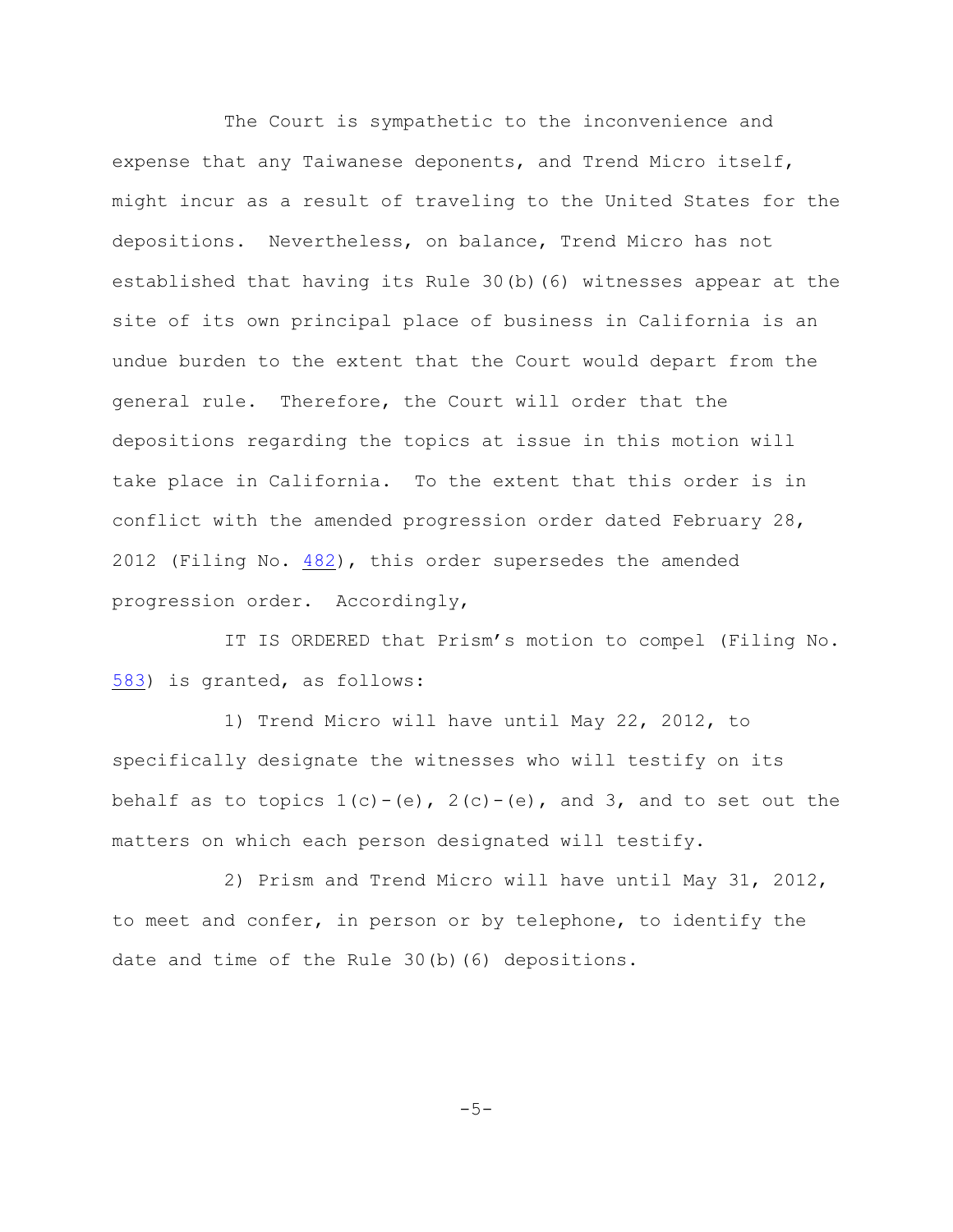The Court is sympathetic to the inconvenience and expense that any Taiwanese deponents, and Trend Micro itself, might incur as a result of traveling to the United States for the depositions. Nevertheless, on balance, Trend Micro has not established that having its Rule 30(b)(6) witnesses appear at the site of its own principal place of business in California is an undue burden to the extent that the Court would depart from the general rule. Therefore, the Court will order that the depositions regarding the topics at issue in this motion will take place in California. To the extent that this order is in conflict with the amended progression order dated February 28, 2012 (Filing No. 482), this order supersedes the amended progression order. Accordingly,

IT IS ORDERED that Prism's motion to compel (Filing No. 583) is granted, as follows:

1) Trend Micro will have until May 22, 2012, to specifically designate the witnesses who will testify on its behalf as to topics 1(c)-(e), 2(c)-(e), and 3, and to set out the matters on which each person designated will testify.

2) Prism and Trend Micro will have until May 31, 2012, to meet and confer, in person or by telephone, to identify the date and time of the Rule 30(b)(6) depositions.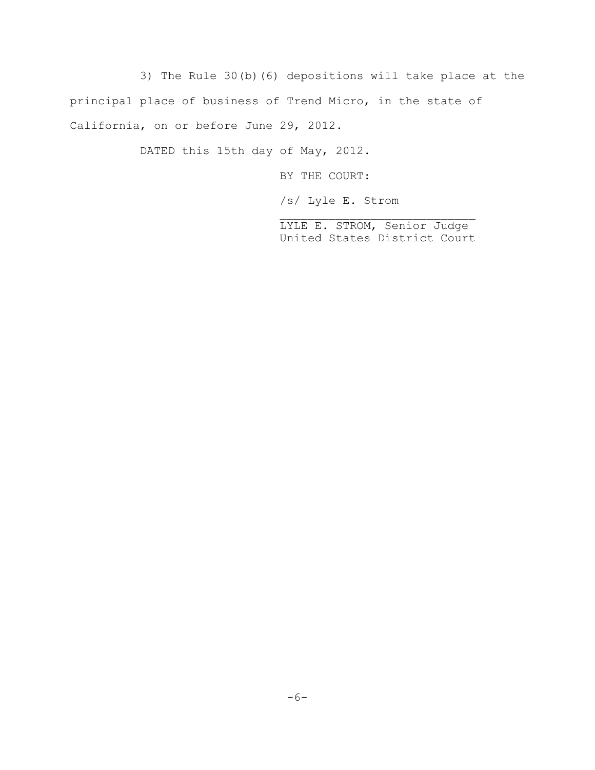3) The Rule 30(b)(6) depositions will take place at the principal place of business of Trend Micro, in the state of California, on or before June 29, 2012.

DATED this 15th day of May, 2012.

BY THE COURT:

/s/ Lyle E. Strom

______________________________

LYLE E. STROM, Senior Judge
United States District Court